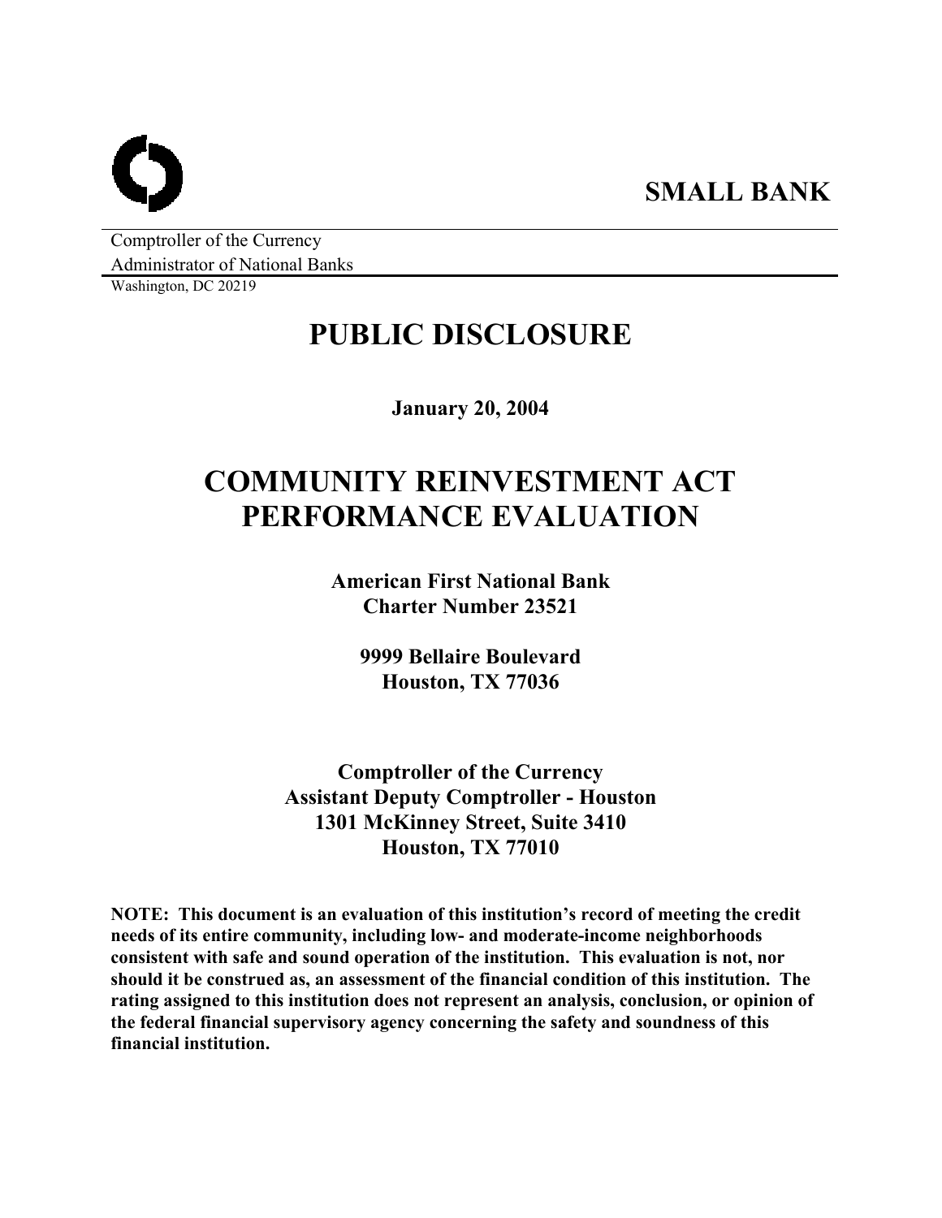**SMALL BANK**

Comptroller of the Currency
Administrator of National Banks
Washington, DC 20219

# PUBLIC DISCLOSURE

**January 20, 2004**

# COMMUNITY REINVESTMENT ACT PERFORMANCE EVALUATION

**American First National Bank**
**Charter Number 23521**

**9999 Bellaire Boulevard**
**Houston, TX 77036**

**Comptroller of the Currency**
**Assistant Deputy Comptroller - Houston**
**1301 McKinney Street, Suite 3410**
**Houston, TX 77010**

**NOTE: This document is an evaluation of this institution's record of meeting the credit needs of its entire community, including low- and moderate-income neighborhoods consistent with safe and sound operation of the institution. This evaluation is not, nor should it be construed as, an assessment of the financial condition of this institution. The rating assigned to this institution does not represent an analysis, conclusion, or opinion of the federal financial supervisory agency concerning the safety and soundness of this financial institution.**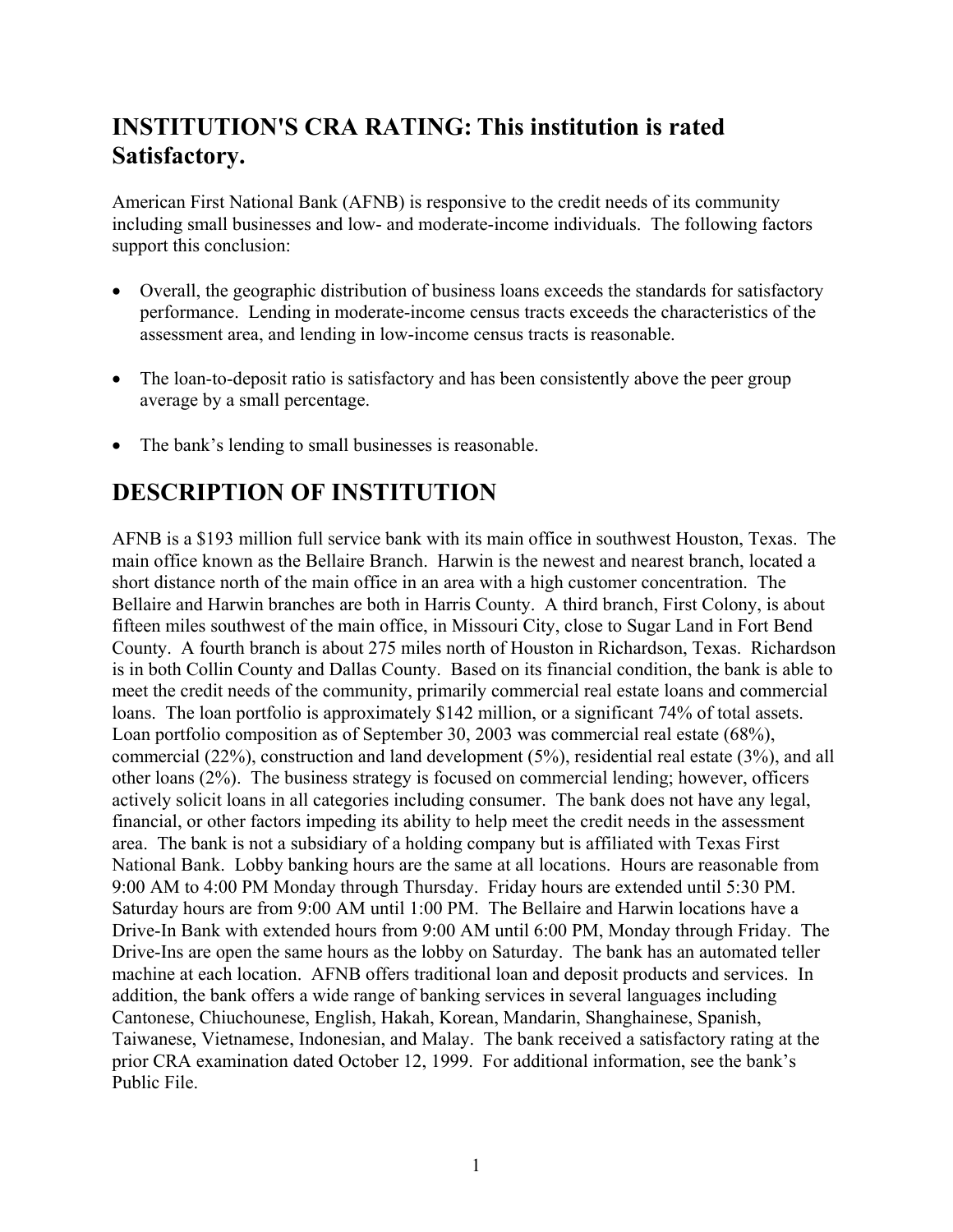## INSTITUTION'S CRA RATING: This institution is rated Satisfactory.

American First National Bank (AFNB) is responsive to the credit needs of its community including small businesses and low- and moderate-income individuals. The following factors support this conclusion:

- Overall, the geographic distribution of business loans exceeds the standards for satisfactory performance. Lending in moderate-income census tracts exceeds the characteristics of the assessment area, and lending in low-income census tracts is reasonable.
- The loan-to-deposit ratio is satisfactory and has been consistently above the peer group average by a small percentage.
- The bank's lending to small businesses is reasonable.

## DESCRIPTION OF INSTITUTION

AFNB is a $193 million full service bank with its main office in southwest Houston, Texas. The main office known as the Bellaire Branch. Harwin is the newest and nearest branch, located a short distance north of the main office in an area with a high customer concentration. The Bellaire and Harwin branches are both in Harris County. A third branch, First Colony, is about fifteen miles southwest of the main office, in Missouri City, close to Sugar Land in Fort Bend County. A fourth branch is about 275 miles north of Houston in Richardson, Texas. Richardson is in both Collin County and Dallas County. Based on its financial condition, the bank is able to meet the credit needs of the community, primarily commercial real estate loans and commercial loans. The loan portfolio is approximately $142 million, or a significant 74% of total assets. Loan portfolio composition as of September 30, 2003 was commercial real estate (68%), commercial (22%), construction and land development (5%), residential real estate (3%), and all other loans (2%). The business strategy is focused on commercial lending; however, officers actively solicit loans in all categories including consumer. The bank does not have any legal, financial, or other factors impeding its ability to help meet the credit needs in the assessment area. The bank is not a subsidiary of a holding company but is affiliated with Texas First National Bank. Lobby banking hours are the same at all locations. Hours are reasonable from 9:00 AM to 4:00 PM Monday through Thursday. Friday hours are extended until 5:30 PM. Saturday hours are from 9:00 AM until 1:00 PM. The Bellaire and Harwin locations have a Drive-In Bank with extended hours from 9:00 AM until 6:00 PM, Monday through Friday. The Drive-Ins are open the same hours as the lobby on Saturday. The bank has an automated teller machine at each location. AFNB offers traditional loan and deposit products and services. In addition, the bank offers a wide range of banking services in several languages including Cantonese, Chiuchounese, English, Hakah, Korean, Mandarin, Shanghainese, Spanish, Taiwanese, Vietnamese, Indonesian, and Malay. The bank received a satisfactory rating at the prior CRA examination dated October 12, 1999. For additional information, see the bank's Public File.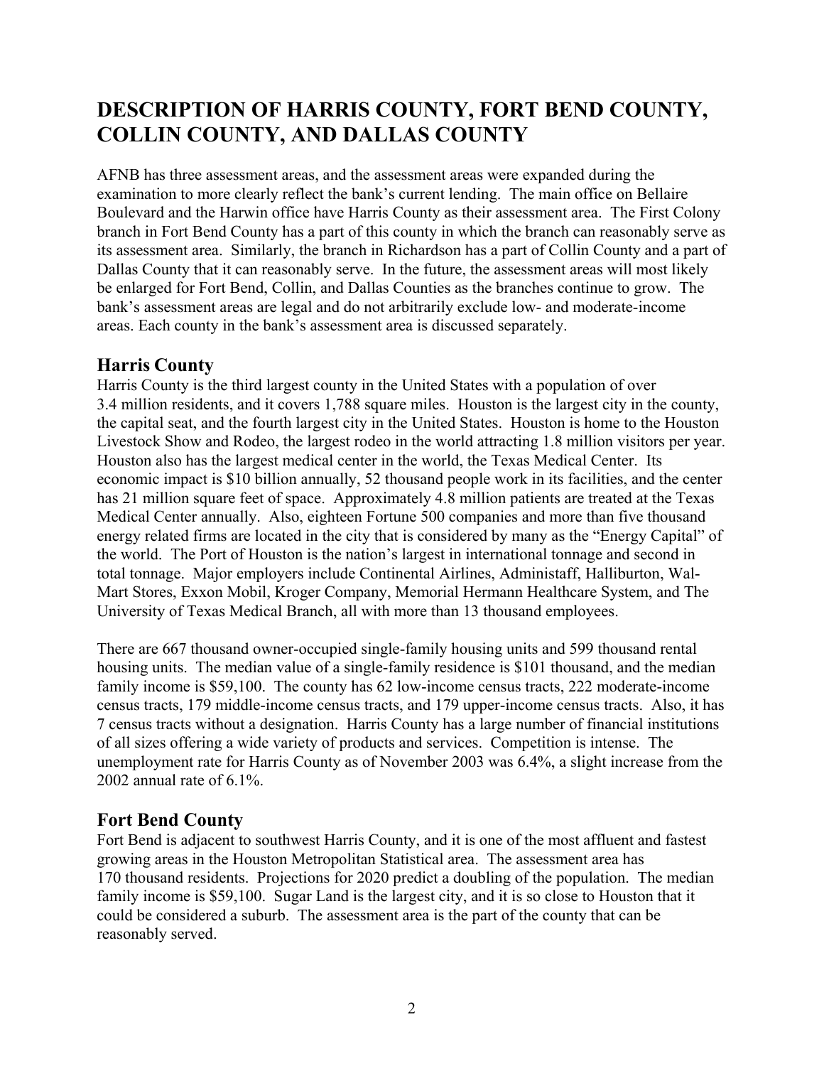# DESCRIPTION OF HARRIS COUNTY, FORT BEND COUNTY, COLLIN COUNTY, AND DALLAS COUNTY

AFNB has three assessment areas, and the assessment areas were expanded during the examination to more clearly reflect the bank's current lending. The main office on Bellaire Boulevard and the Harwin office have Harris County as their assessment area. The First Colony branch in Fort Bend County has a part of this county in which the branch can reasonably serve as its assessment area. Similarly, the branch in Richardson has a part of Collin County and a part of Dallas County that it can reasonably serve. In the future, the assessment areas will most likely be enlarged for Fort Bend, Collin, and Dallas Counties as the branches continue to grow. The bank's assessment areas are legal and do not arbitrarily exclude low- and moderate-income areas. Each county in the bank's assessment area is discussed separately.

## Harris County

Harris County is the third largest county in the United States with a population of over 3.4 million residents, and it covers 1,788 square miles. Houston is the largest city in the county, the capital seat, and the fourth largest city in the United States. Houston is home to the Houston Livestock Show and Rodeo, the largest rodeo in the world attracting 1.8 million visitors per year. Houston also has the largest medical center in the world, the Texas Medical Center. Its economic impact is $10 billion annually, 52 thousand people work in its facilities, and the center has 21 million square feet of space. Approximately 4.8 million patients are treated at the Texas Medical Center annually. Also, eighteen Fortune 500 companies and more than five thousand energy related firms are located in the city that is considered by many as the "Energy Capital" of the world. The Port of Houston is the nation's largest in international tonnage and second in total tonnage. Major employers include Continental Airlines, Administaff, Halliburton, Wal-Mart Stores, Exxon Mobil, Kroger Company, Memorial Hermann Healthcare System, and The University of Texas Medical Branch, all with more than 13 thousand employees.

There are 667 thousand owner-occupied single-family housing units and 599 thousand rental housing units. The median value of a single-family residence is $101 thousand, and the median family income is $59,100. The county has 62 low-income census tracts, 222 moderate-income census tracts, 179 middle-income census tracts, and 179 upper-income census tracts. Also, it has 7 census tracts without a designation. Harris County has a large number of financial institutions of all sizes offering a wide variety of products and services. Competition is intense. The unemployment rate for Harris County as of November 2003 was 6.4%, a slight increase from the 2002 annual rate of 6.1%.

## Fort Bend County

Fort Bend is adjacent to southwest Harris County, and it is one of the most affluent and fastest growing areas in the Houston Metropolitan Statistical area. The assessment area has 170 thousand residents. Projections for 2020 predict a doubling of the population. The median family income is $59,100. Sugar Land is the largest city, and it is so close to Houston that it could be considered a suburb. The assessment area is the part of the county that can be reasonably served.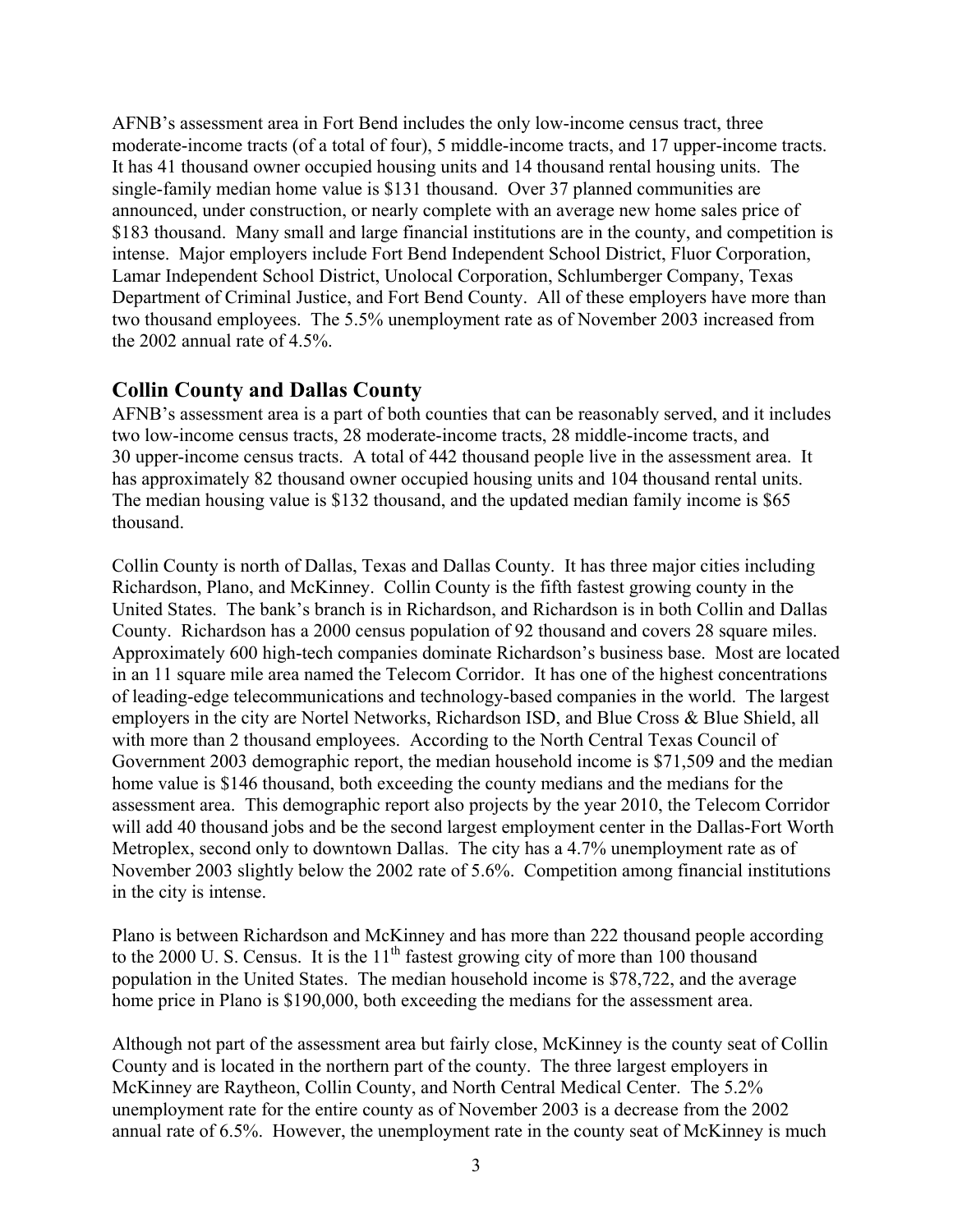AFNB's assessment area in Fort Bend includes the only low-income census tract, three moderate-income tracts (of a total of four), 5 middle-income tracts, and 17 upper-income tracts. It has 41 thousand owner occupied housing units and 14 thousand rental housing units. The single-family median home value is $131 thousand. Over 37 planned communities are announced, under construction, or nearly complete with an average new home sales price of $183 thousand. Many small and large financial institutions are in the county, and competition is intense. Major employers include Fort Bend Independent School District, Fluor Corporation, Lamar Independent School District, Unolocal Corporation, Schlumberger Company, Texas Department of Criminal Justice, and Fort Bend County. All of these employers have more than two thousand employees. The 5.5% unemployment rate as of November 2003 increased from the 2002 annual rate of 4.5%.

## Collin County and Dallas County

AFNB's assessment area is a part of both counties that can be reasonably served, and it includes two low-income census tracts, 28 moderate-income tracts, 28 middle-income tracts, and 30 upper-income census tracts. A total of 442 thousand people live in the assessment area. It has approximately 82 thousand owner occupied housing units and 104 thousand rental units. The median housing value is $132 thousand, and the updated median family income is $65 thousand.

Collin County is north of Dallas, Texas and Dallas County. It has three major cities including Richardson, Plano, and McKinney. Collin County is the fifth fastest growing county in the United States. The bank's branch is in Richardson, and Richardson is in both Collin and Dallas County. Richardson has a 2000 census population of 92 thousand and covers 28 square miles. Approximately 600 high-tech companies dominate Richardson's business base. Most are located in an 11 square mile area named the Telecom Corridor. It has one of the highest concentrations of leading-edge telecommunications and technology-based companies in the world. The largest employers in the city are Nortel Networks, Richardson ISD, and Blue Cross & Blue Shield, all with more than 2 thousand employees. According to the North Central Texas Council of Government 2003 demographic report, the median household income is $71,509 and the median home value is $146 thousand, both exceeding the county medians and the medians for the assessment area. This demographic report also projects by the year 2010, the Telecom Corridor will add 40 thousand jobs and be the second largest employment center in the Dallas-Fort Worth Metroplex, second only to downtown Dallas. The city has a 4.7% unemployment rate as of November 2003 slightly below the 2002 rate of 5.6%. Competition among financial institutions in the city is intense.

Plano is between Richardson and McKinney and has more than 222 thousand people according to the 2000 U. S. Census. It is the 11th fastest growing city of more than 100 thousand population in the United States. The median household income is $78,722, and the average home price in Plano is $190,000, both exceeding the medians for the assessment area.

Although not part of the assessment area but fairly close, McKinney is the county seat of Collin County and is located in the northern part of the county. The three largest employers in McKinney are Raytheon, Collin County, and North Central Medical Center. The 5.2% unemployment rate for the entire county as of November 2003 is a decrease from the 2002 annual rate of 6.5%. However, the unemployment rate in the county seat of McKinney is much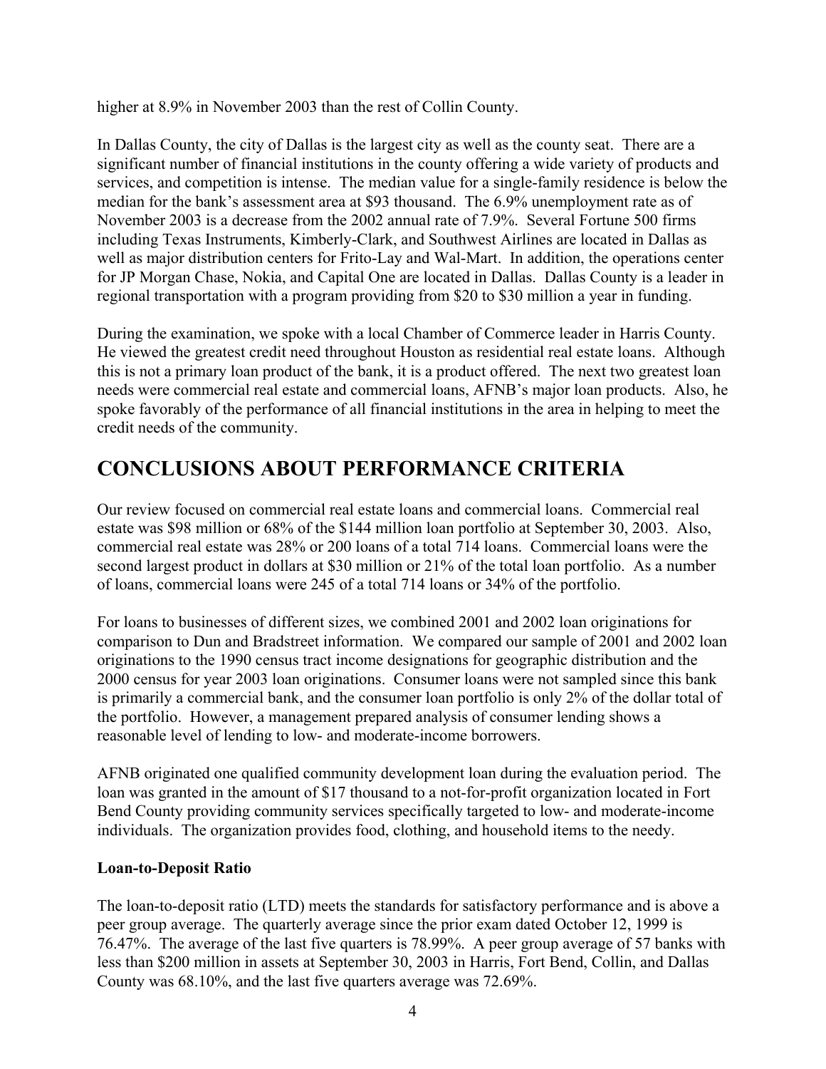higher at 8.9% in November 2003 than the rest of Collin County.

In Dallas County, the city of Dallas is the largest city as well as the county seat. There are a significant number of financial institutions in the county offering a wide variety of products and services, and competition is intense. The median value for a single-family residence is below the median for the bank's assessment area at $93 thousand. The 6.9% unemployment rate as of November 2003 is a decrease from the 2002 annual rate of 7.9%. Several Fortune 500 firms including Texas Instruments, Kimberly-Clark, and Southwest Airlines are located in Dallas as well as major distribution centers for Frito-Lay and Wal-Mart. In addition, the operations center for JP Morgan Chase, Nokia, and Capital One are located in Dallas. Dallas County is a leader in regional transportation with a program providing from $20 to $30 million a year in funding.

During the examination, we spoke with a local Chamber of Commerce leader in Harris County. He viewed the greatest credit need throughout Houston as residential real estate loans. Although this is not a primary loan product of the bank, it is a product offered. The next two greatest loan needs were commercial real estate and commercial loans, AFNB's major loan products. Also, he spoke favorably of the performance of all financial institutions in the area in helping to meet the credit needs of the community.

# CONCLUSIONS ABOUT PERFORMANCE CRITERIA

Our review focused on commercial real estate loans and commercial loans. Commercial real estate was $98 million or 68% of the $144 million loan portfolio at September 30, 2003. Also, commercial real estate was 28% or 200 loans of a total 714 loans. Commercial loans were the second largest product in dollars at $30 million or 21% of the total loan portfolio. As a number of loans, commercial loans were 245 of a total 714 loans or 34% of the portfolio.

For loans to businesses of different sizes, we combined 2001 and 2002 loan originations for comparison to Dun and Bradstreet information. We compared our sample of 2001 and 2002 loan originations to the 1990 census tract income designations for geographic distribution and the 2000 census for year 2003 loan originations. Consumer loans were not sampled since this bank is primarily a commercial bank, and the consumer loan portfolio is only 2% of the dollar total of the portfolio. However, a management prepared analysis of consumer lending shows a reasonable level of lending to low- and moderate-income borrowers.

AFNB originated one qualified community development loan during the evaluation period. The loan was granted in the amount of $17 thousand to a not-for-profit organization located in Fort Bend County providing community services specifically targeted to low- and moderate-income individuals. The organization provides food, clothing, and household items to the needy.

### Loan-to-Deposit Ratio

The loan-to-deposit ratio (LTD) meets the standards for satisfactory performance and is above a peer group average. The quarterly average since the prior exam dated October 12, 1999 is 76.47%. The average of the last five quarters is 78.99%. A peer group average of 57 banks with less than $200 million in assets at September 30, 2003 in Harris, Fort Bend, Collin, and Dallas County was 68.10%, and the last five quarters average was 72.69%.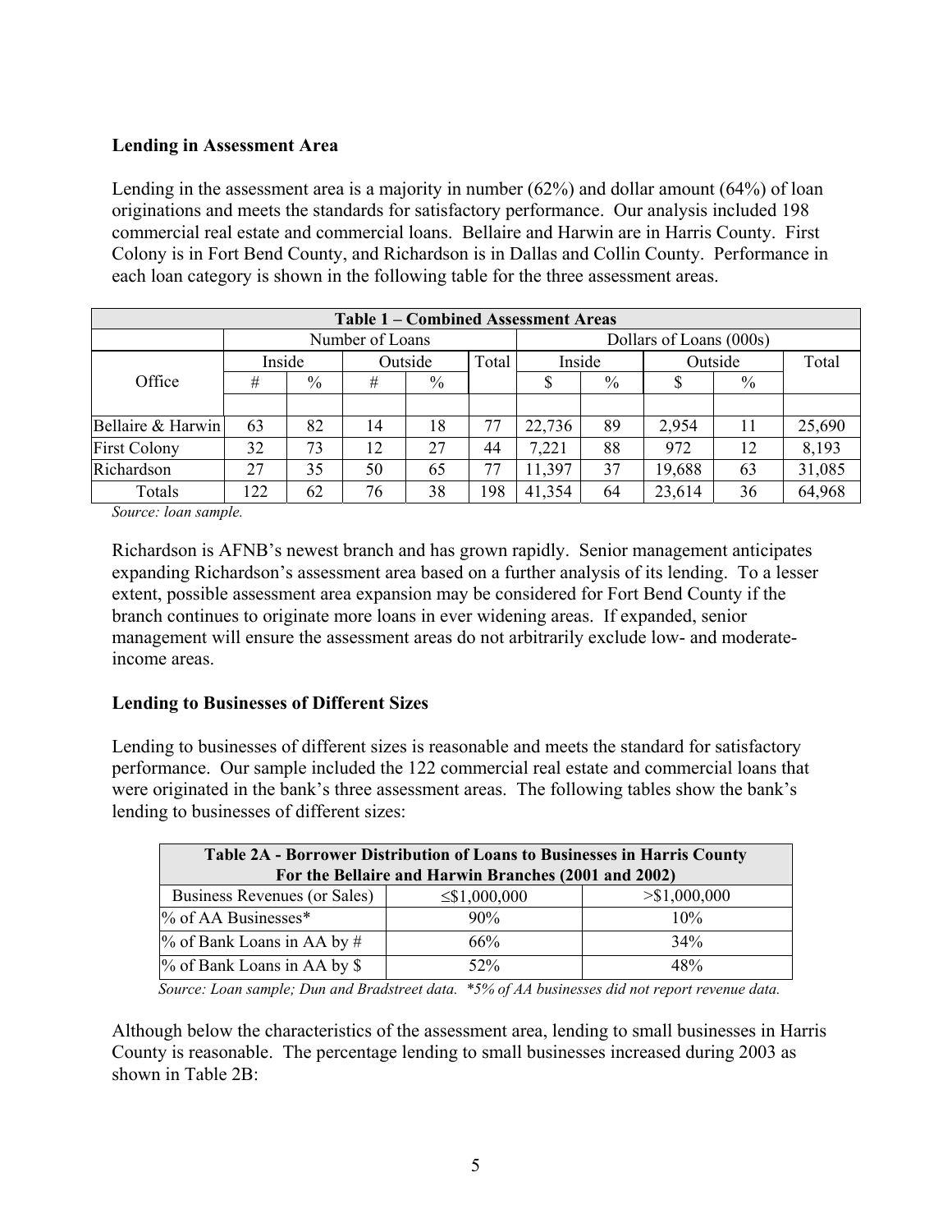**Lending in Assessment Area**

Lending in the assessment area is a majority in number (62%) and dollar amount (64%) of loan originations and meets the standards for satisfactory performance. Our analysis included 198 commercial real estate and commercial loans. Bellaire and Harwin are in Harris County. First Colony is in Fort Bend County, and Richardson is in Dallas and Collin County. Performance in each loan category is shown in the following table for the three assessment areas.

| Table 1 – Combined Assessment Areas | | | | | | | | | | |
|---|---|---|---|---|---|---|---|---|---|---|
| | Number of Loans | | | | | Dollars of Loans (000s) | | | | |
| Office | Inside | | Outside | | Total | Inside | | Outside | | Total |
| | # | % | # | % | | $ | % | $ | % | |
| Bellaire & Harwin | 63 | 82 | 14 | 18 | 77 | 22,736 | 89 | 2,954 | 11 | 25,690 |
| First Colony | 32 | 73 | 12 | 27 | 44 | 7,221 | 88 | 972 | 12 | 8,193 |
| Richardson | 27 | 35 | 50 | 65 | 77 | 11,397 | 37 | 19,688 | 63 | 31,085 |
| Totals | 122 | 62 | 76 | 38 | 198 | 41,354 | 64 | 23,614 | 36 | 64,968 |

*Source: loan sample.*

Richardson is AFNB's newest branch and has grown rapidly. Senior management anticipates expanding Richardson's assessment area based on a further analysis of its lending. To a lesser extent, possible assessment area expansion may be considered for Fort Bend County if the branch continues to originate more loans in ever widening areas. If expanded, senior management will ensure the assessment areas do not arbitrarily exclude low- and moderate-income areas.

**Lending to Businesses of Different Sizes**

Lending to businesses of different sizes is reasonable and meets the standard for satisfactory performance. Our sample included the 122 commercial real estate and commercial loans that were originated in the bank's three assessment areas. The following tables show the bank's lending to businesses of different sizes:

| Table 2A - Borrower Distribution of Loans to Businesses in Harris County For the Bellaire and Harwin Branches (2001 and 2002) | | |
|---|---|---|
| Business Revenues (or Sales) | ≤$1,000,000 | >$1,000,000 |
| % of AA Businesses* | 90% | 10% |
| % of Bank Loans in AA by # | 66% | 34% |
| % of Bank Loans in AA by $ | 52% | 48% |

*Source: Loan sample; Dun and Bradstreet data. *5% of AA businesses did not report revenue data.*

Although below the characteristics of the assessment area, lending to small businesses in Harris County is reasonable. The percentage lending to small businesses increased during 2003 as shown in Table 2B: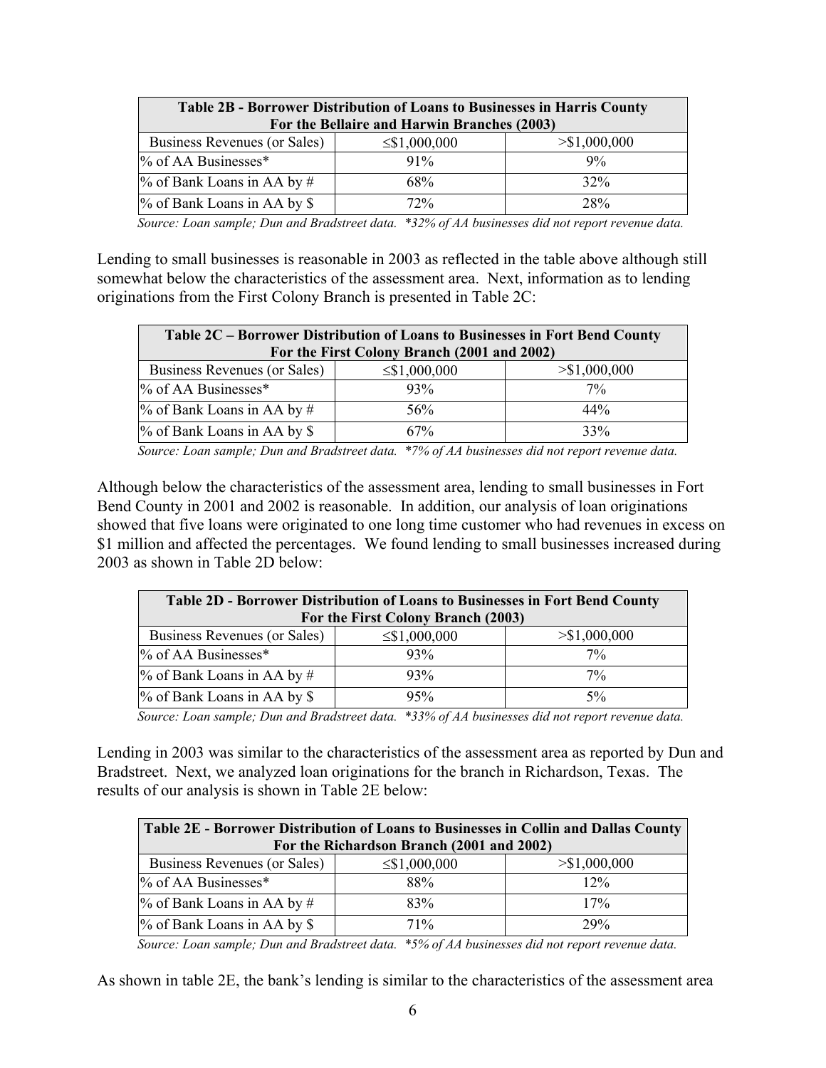| Table 2B - Borrower Distribution of Loans to Businesses in Harris County For the Bellaire and Harwin Branches (2003) | | |
|---|---|---|
| Business Revenues (or Sales) | ≤$1,000,000 | >$1,000,000 |
| % of AA Businesses* | 91% | 9% |
| % of Bank Loans in AA by # | 68% | 32% |
| % of Bank Loans in AA by $ | 72% | 28% |

*Source: Loan sample; Dun and Bradstreet data. *32% of AA businesses did not report revenue data.*

Lending to small businesses is reasonable in 2003 as reflected in the table above although still somewhat below the characteristics of the assessment area. Next, information as to lending originations from the First Colony Branch is presented in Table 2C:

| Table 2C – Borrower Distribution of Loans to Businesses in Fort Bend County For the First Colony Branch (2001 and 2002) | | |
|---|---|---|
| Business Revenues (or Sales) | ≤$1,000,000 | >$1,000,000 |
| % of AA Businesses* | 93% | 7% |
| % of Bank Loans in AA by # | 56% | 44% |
| % of Bank Loans in AA by $ | 67% | 33% |

*Source: Loan sample; Dun and Bradstreet data. *7% of AA businesses did not report revenue data.*

Although below the characteristics of the assessment area, lending to small businesses in Fort Bend County in 2001 and 2002 is reasonable. In addition, our analysis of loan originations showed that five loans were originated to one long time customer who had revenues in excess on $1 million and affected the percentages. We found lending to small businesses increased during 2003 as shown in Table 2D below:

| Table 2D - Borrower Distribution of Loans to Businesses in Fort Bend County For the First Colony Branch (2003) | | |
|---|---|---|
| Business Revenues (or Sales) | ≤$1,000,000 | >$1,000,000 |
| % of AA Businesses* | 93% | 7% |
| % of Bank Loans in AA by # | 93% | 7% |
| % of Bank Loans in AA by $ | 95% | 5% |

*Source: Loan sample; Dun and Bradstreet data. *33% of AA businesses did not report revenue data.*

Lending in 2003 was similar to the characteristics of the assessment area as reported by Dun and Bradstreet. Next, we analyzed loan originations for the branch in Richardson, Texas. The results of our analysis is shown in Table 2E below:

| Table 2E - Borrower Distribution of Loans to Businesses in Collin and Dallas County For the Richardson Branch (2001 and 2002) | | |
|---|---|---|
| Business Revenues (or Sales) | ≤$1,000,000 | >$1,000,000 |
| % of AA Businesses* | 88% | 12% |
| % of Bank Loans in AA by # | 83% | 17% |
| % of Bank Loans in AA by $ | 71% | 29% |

*Source: Loan sample; Dun and Bradstreet data. *5% of AA businesses did not report revenue data.*

As shown in table 2E, the bank's lending is similar to the characteristics of the assessment area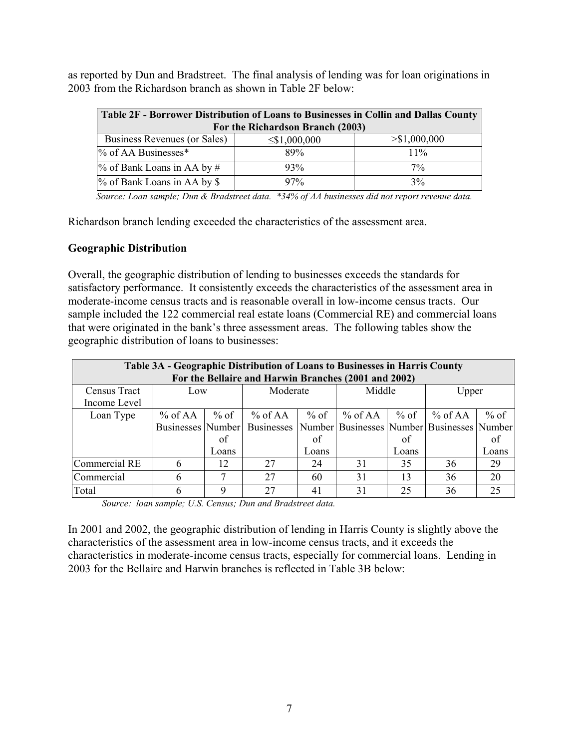as reported by Dun and Bradstreet. The final analysis of lending was for loan originations in 2003 from the Richardson branch as shown in Table 2F below:

| Table 2F - Borrower Distribution of Loans to Businesses in Collin and Dallas County For the Richardson Branch (2003) | | |
|---|---|---|
| Business Revenues (or Sales) | ≤$1,000,000 | >$1,000,000 |
| % of AA Businesses* | 89% | 11% |
| % of Bank Loans in AA by # | 93% | 7% |
| % of Bank Loans in AA by $ | 97% | 3% |

*Source: Loan sample; Dun & Bradstreet data. *34% of AA businesses did not report revenue data.*

Richardson branch lending exceeded the characteristics of the assessment area.

**Geographic Distribution**

Overall, the geographic distribution of lending to businesses exceeds the standards for satisfactory performance. It consistently exceeds the characteristics of the assessment area in moderate-income census tracts and is reasonable overall in low-income census tracts. Our sample included the 122 commercial real estate loans (Commercial RE) and commercial loans that were originated in the bank's three assessment areas. The following tables show the geographic distribution of loans to businesses:

| Table 3A - Geographic Distribution of Loans to Businesses in Harris County For the Bellaire and Harwin Branches (2001 and 2002) | | | | | | | | |
|---|---|---|---|---|---|---|---|---|
| Census Tract Income Level | Low | | Moderate | | Middle | | Upper | |
| Loan Type | % of AA Businesses | % of Number of Loans | % of AA Businesses | % of Number of Loans | % of AA Businesses | % of Number of Loans | % of AA Businesses | % of Number of Loans |
| Commercial RE | 6 | 12 | 27 | 24 | 31 | 35 | 36 | 29 |
| Commercial | 6 | 7 | 27 | 60 | 31 | 13 | 36 | 20 |
| Total | 6 | 9 | 27 | 41 | 31 | 25 | 36 | 25 |

*Source: loan sample; U.S. Census; Dun and Bradstreet data.*

In 2001 and 2002, the geographic distribution of lending in Harris County is slightly above the characteristics of the assessment area in low-income census tracts, and it exceeds the characteristics in moderate-income census tracts, especially for commercial loans. Lending in 2003 for the Bellaire and Harwin branches is reflected in Table 3B below: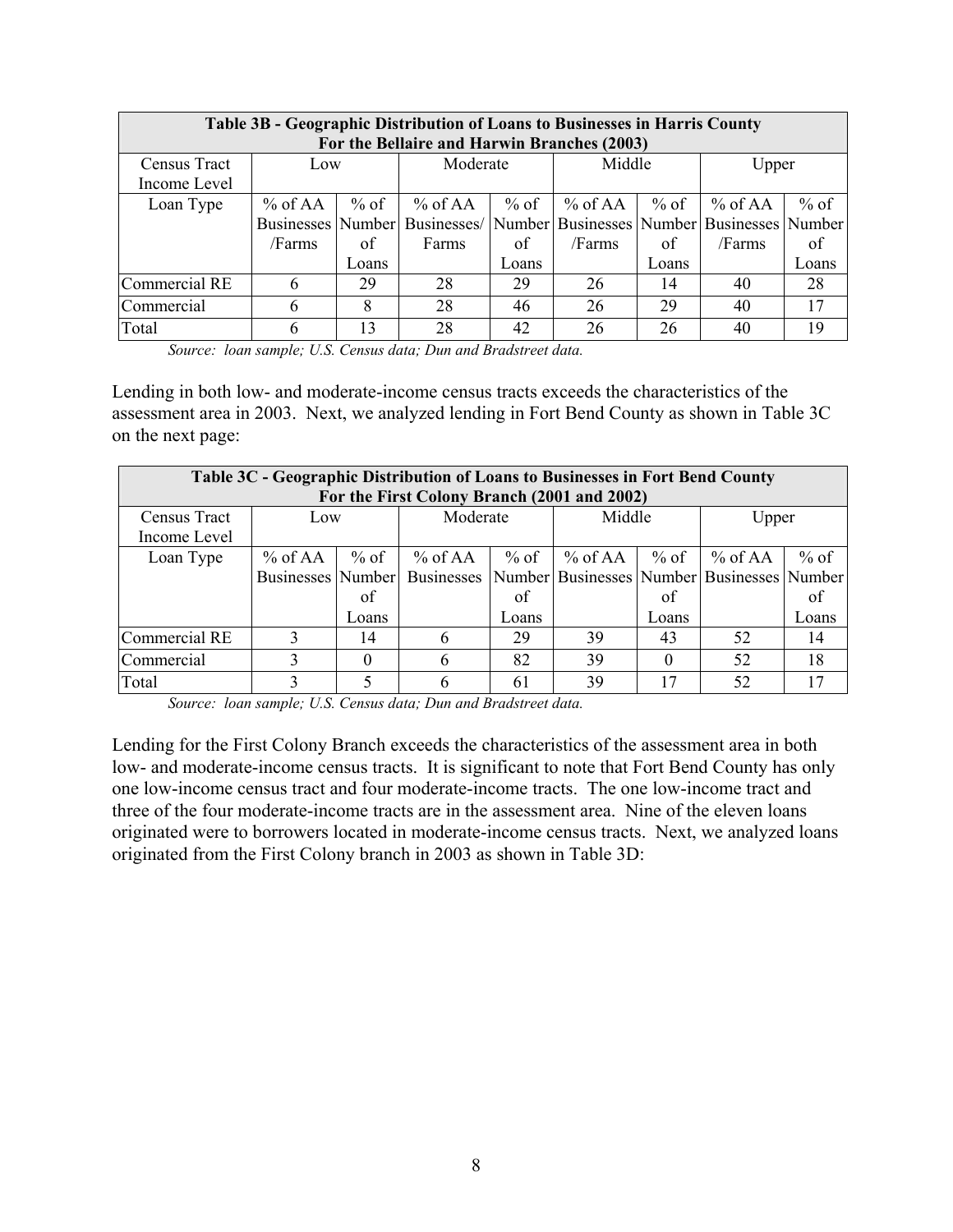| Table 3B - Geographic Distribution of Loans to Businesses in Harris County For the Bellaire and Harwin Branches (2003) | | | | | | | | |
|---|---|---|---|---|---|---|---|---|
| Census Tract Income Level | Low | | Moderate | | Middle | | Upper | |
| Loan Type | % of AA Businesses /Farms | % of Number of Loans | % of AA Businesses/ Farms | % of Number of Loans | % of AA Businesses /Farms | % of Number of Loans | % of AA Businesses /Farms | % of Number of Loans |
| Commercial RE | 6 | 29 | 28 | 29 | 26 | 14 | 40 | 28 |
| Commercial | 6 | 8 | 28 | 46 | 26 | 29 | 40 | 17 |
| Total | 6 | 13 | 28 | 42 | 26 | 26 | 40 | 19 |

*Source: loan sample; U.S. Census data; Dun and Bradstreet data.*

Lending in both low- and moderate-income census tracts exceeds the characteristics of the assessment area in 2003. Next, we analyzed lending in Fort Bend County as shown in Table 3C on the next page:

| Table 3C - Geographic Distribution of Loans to Businesses in Fort Bend County For the First Colony Branch (2001 and 2002) | | | | | | | | |
|---|---|---|---|---|---|---|---|---|
| Census Tract Income Level | Low | | Moderate | | Middle | | Upper | |
| Loan Type | % of AA Businesses | % of Number of Loans | % of AA Businesses | % of Number of Loans | % of AA Businesses | % of Number of Loans | % of AA Businesses | % of Number of Loans |
| Commercial RE | 3 | 14 | 6 | 29 | 39 | 43 | 52 | 14 |
| Commercial | 3 | 0 | 6 | 82 | 39 | 0 | 52 | 18 |
| Total | 3 | 5 | 6 | 61 | 39 | 17 | 52 | 17 |

*Source: loan sample; U.S. Census data; Dun and Bradstreet data.*

Lending for the First Colony Branch exceeds the characteristics of the assessment area in both low- and moderate-income census tracts. It is significant to note that Fort Bend County has only one low-income census tract and four moderate-income tracts. The one low-income tract and three of the four moderate-income tracts are in the assessment area. Nine of the eleven loans originated were to borrowers located in moderate-income census tracts. Next, we analyzed loans originated from the First Colony branch in 2003 as shown in Table 3D: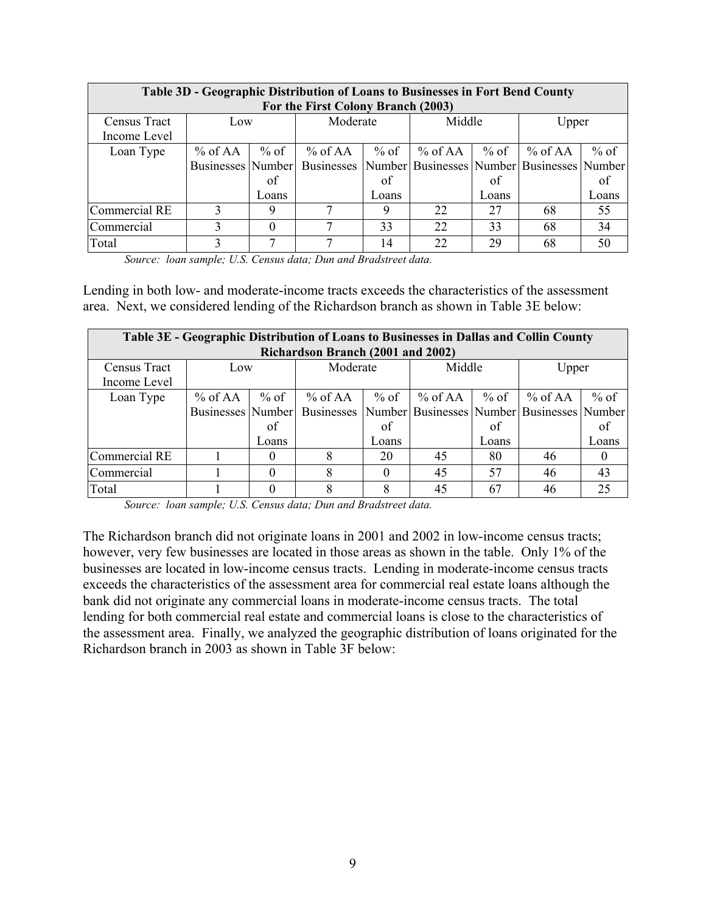| Table 3D - Geographic Distribution of Loans to Businesses in Fort Bend County For the First Colony Branch (2003) | | | | | | | | |
|---|---|---|---|---|---|---|---|---|
| Census Tract Income Level | Low | | Moderate | | Middle | | Upper | |
| Loan Type | % of AA Businesses | % of Number of Loans | % of AA Businesses | % of Number of Loans | % of AA Businesses | % of Number of Loans | % of AA Businesses | % of Number of Loans |
| Commercial RE | 3 | 9 | 7 | 9 | 22 | 27 | 68 | 55 |
| Commercial | 3 | 0 | 7 | 33 | 22 | 33 | 68 | 34 |
| Total | 3 | 7 | 7 | 14 | 22 | 29 | 68 | 50 |

*Source: loan sample; U.S. Census data; Dun and Bradstreet data.*

Lending in both low- and moderate-income tracts exceeds the characteristics of the assessment area. Next, we considered lending of the Richardson branch as shown in Table 3E below:

| Table 3E - Geographic Distribution of Loans to Businesses in Dallas and Collin County Richardson Branch (2001 and 2002) | | | | | | | | |
|---|---|---|---|---|---|---|---|---|
| Census Tract Income Level | Low | | Moderate | | Middle | | Upper | |
| Loan Type | % of AA Businesses | % of Number of Loans | % of AA Businesses | % of Number of Loans | % of AA Businesses | % of Number of Loans | % of AA Businesses | % of Number of Loans |
| Commercial RE | 1 | 0 | 8 | 20 | 45 | 80 | 46 | 0 |
| Commercial | 1 | 0 | 8 | 0 | 45 | 57 | 46 | 43 |
| Total | 1 | 0 | 8 | 8 | 45 | 67 | 46 | 25 |

*Source: loan sample; U.S. Census data; Dun and Bradstreet data.*

The Richardson branch did not originate loans in 2001 and 2002 in low-income census tracts; however, very few businesses are located in those areas as shown in the table. Only 1% of the businesses are located in low-income census tracts. Lending in moderate-income census tracts exceeds the characteristics of the assessment area for commercial real estate loans although the bank did not originate any commercial loans in moderate-income census tracts. The total lending for both commercial real estate and commercial loans is close to the characteristics of the assessment area. Finally, we analyzed the geographic distribution of loans originated for the Richardson branch in 2003 as shown in Table 3F below: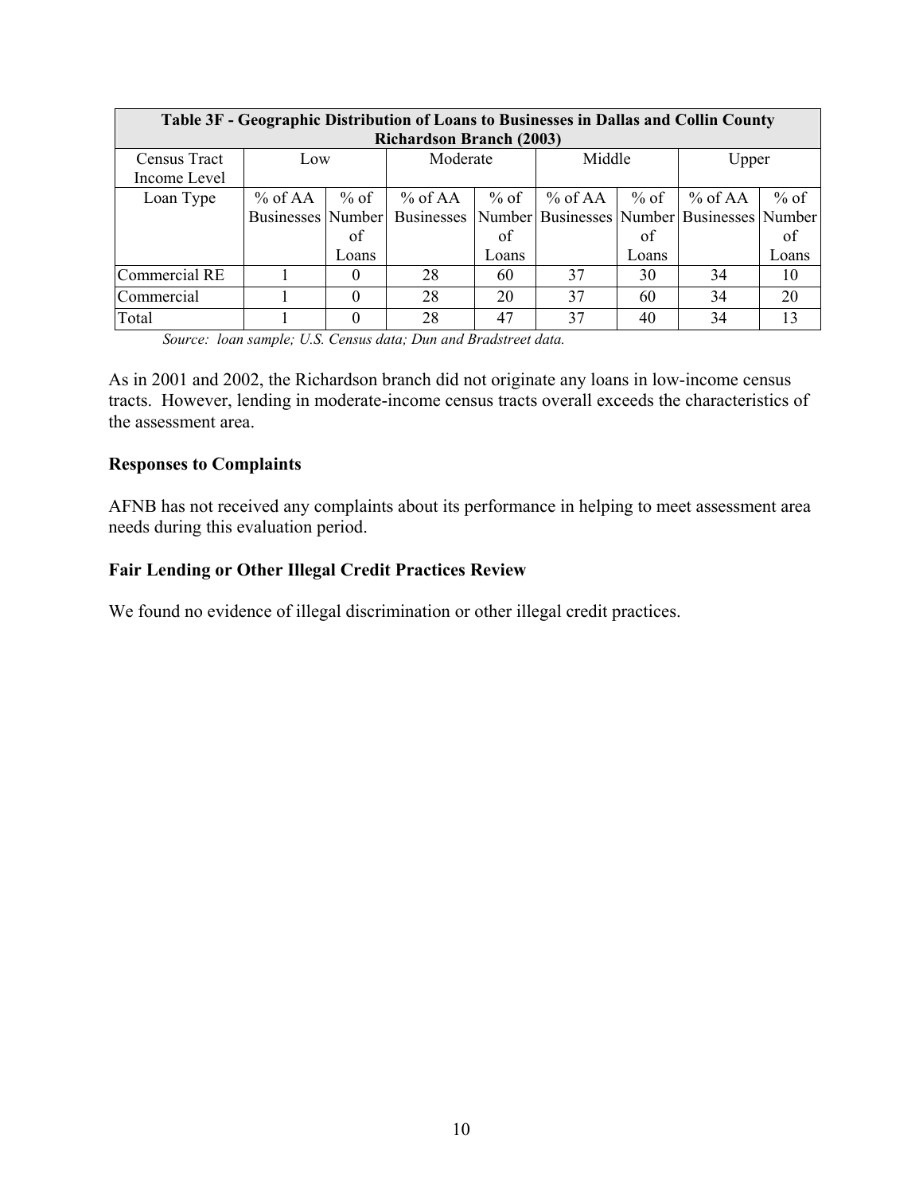| Table 3F - Geographic Distribution of Loans to Businesses in Dallas and Collin County Richardson Branch (2003) | | | | | | | | |
|---|---|---|---|---|---|---|---|---|
| Census Tract Income Level | Low | | Moderate | | Middle | | Upper | |
| Loan Type | % of AA Businesses | % of Number of Loans | % of AA Businesses | % of Number of Loans | % of AA Businesses | % of Number of Loans | % of AA Businesses | % of Number of Loans |
| Commercial RE | 1 | 0 | 28 | 60 | 37 | 30 | 34 | 10 |
| Commercial | 1 | 0 | 28 | 20 | 37 | 60 | 34 | 20 |
| Total | 1 | 0 | 28 | 47 | 37 | 40 | 34 | 13 |

*Source: loan sample; U.S. Census data; Dun and Bradstreet data.*

As in 2001 and 2002, the Richardson branch did not originate any loans in low-income census tracts. However, lending in moderate-income census tracts overall exceeds the characteristics of the assessment area.

**Responses to Complaints**

AFNB has not received any complaints about its performance in helping to meet assessment area needs during this evaluation period.

**Fair Lending or Other Illegal Credit Practices Review**

We found no evidence of illegal discrimination or other illegal credit practices.